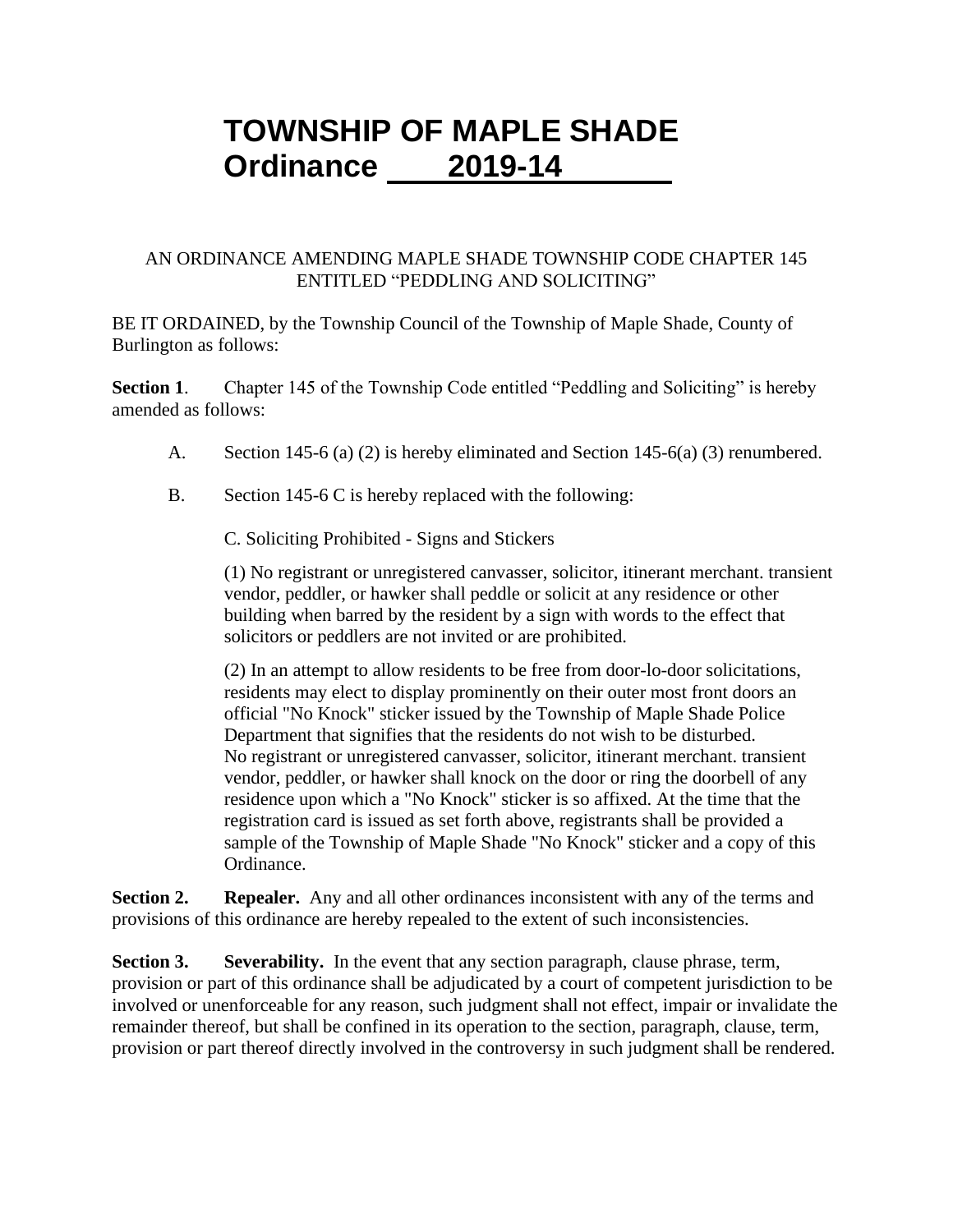# TOWNSHIP OF MAPLE SHADE
# Ordinance 2019-14

AN ORDINANCE AMENDING MAPLE SHADE TOWNSHIP CODE CHAPTER 145 ENTITLED "PEDDLING AND SOLICITING"

BE IT ORDAINED, by the Township Council of the Township of Maple Shade, County of Burlington as follows:

**Section 1**. Chapter 145 of the Township Code entitled "Peddling and Soliciting" is hereby amended as follows:

A. Section 145-6 (a) (2) is hereby eliminated and Section 145-6(a) (3) renumbered.

B. Section 145-6 C is hereby replaced with the following:

C. Soliciting Prohibited - Signs and Stickers

(1) No registrant or unregistered canvasser, solicitor, itinerant merchant. transient vendor, peddler, or hawker shall peddle or solicit at any residence or other building when barred by the resident by a sign with words to the effect that solicitors or peddlers are not invited or are prohibited.

(2) In an attempt to allow residents to be free from door-lo-door solicitations, residents may elect to display prominently on their outer most front doors an official "No Knock" sticker issued by the Township of Maple Shade Police Department that signifies that the residents do not wish to be disturbed. No registrant or unregistered canvasser, solicitor, itinerant merchant. transient vendor, peddler, or hawker shall knock on the door or ring the doorbell of any residence upon which a "No Knock" sticker is so affixed. At the time that the registration card is issued as set forth above, registrants shall be provided a sample of the Township of Maple Shade "No Knock" sticker and a copy of this Ordinance.

**Section 2. Repealer.** Any and all other ordinances inconsistent with any of the terms and provisions of this ordinance are hereby repealed to the extent of such inconsistencies.

**Section 3. Severability.** In the event that any section paragraph, clause phrase, term, provision or part of this ordinance shall be adjudicated by a court of competent jurisdiction to be involved or unenforceable for any reason, such judgment shall not effect, impair or invalidate the remainder thereof, but shall be confined in its operation to the section, paragraph, clause, term, provision or part thereof directly involved in the controversy in such judgment shall be rendered.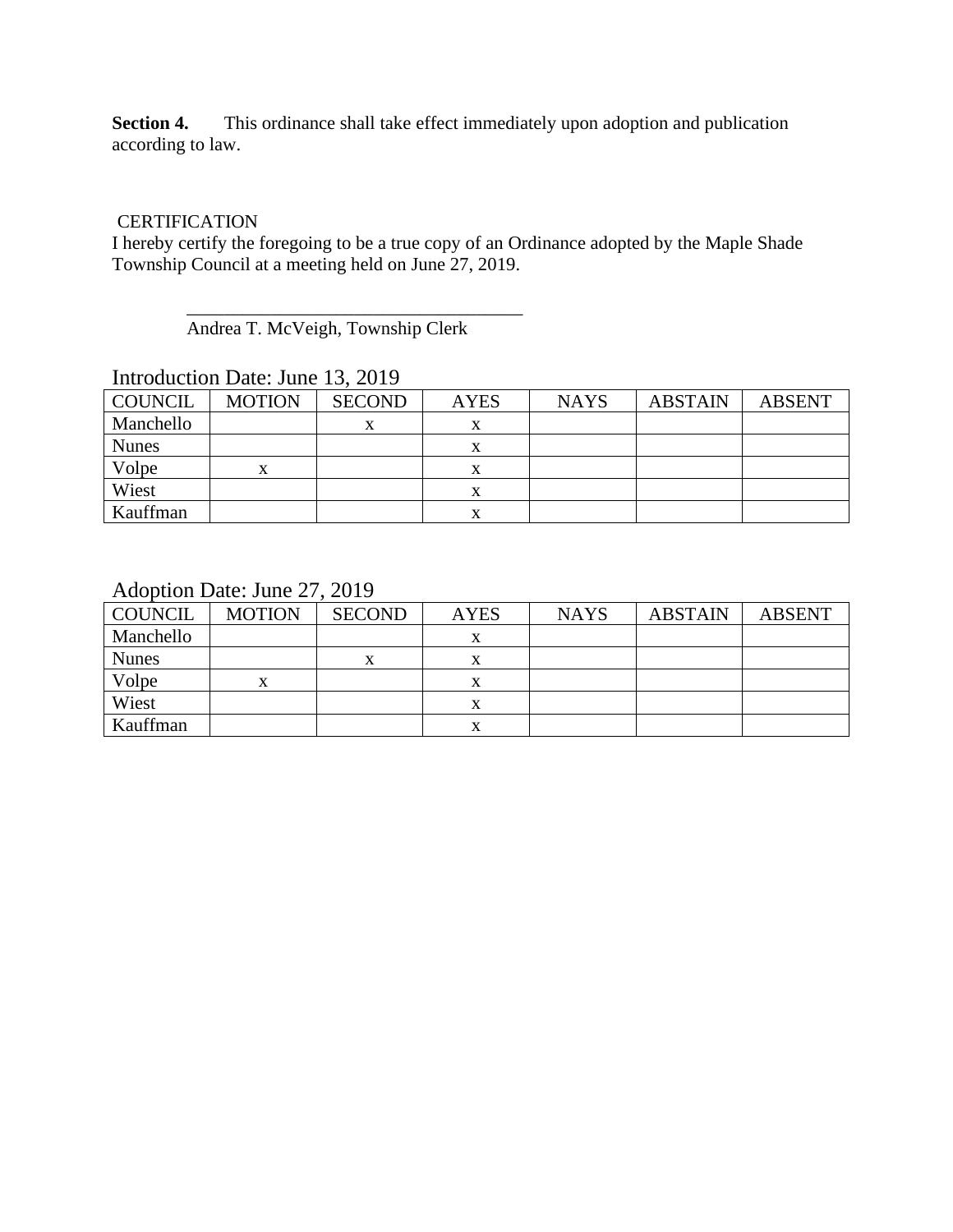**Section 4.** This ordinance shall take effect immediately upon adoption and publication according to law.

CERTIFICATION

I hereby certify the foregoing to be a true copy of an Ordinance adopted by the Maple Shade Township Council at a meeting held on June 27, 2019.

\_\_\_\_\_\_\_\_\_\_\_\_\_\_\_\_\_\_\_\_\_\_\_\_\_\_\_\_\_\_\_\_\_\_\_\_

Andrea T. McVeigh, Township Clerk

Introduction Date: June 13, 2019

| COUNCIL | MOTION | SECOND | AYES | NAYS | ABSTAIN | ABSENT |
|---|---|---|---|---|---|---|
| Manchello | | x | x | | | |
| Nunes | | | x | | | |
| Volpe | x | | x | | | |
| Wiest | | | x | | | |
| Kauffman | | | x | | | |

Adoption Date: June 27, 2019

| COUNCIL | MOTION | SECOND | AYES | NAYS | ABSTAIN | ABSENT |
|---|---|---|---|---|---|---|
| Manchello | | | x | | | |
| Nunes | | x | x | | | |
| Volpe | x | | x | | | |
| Wiest | | | x | | | |
| Kauffman | | | x | | | |